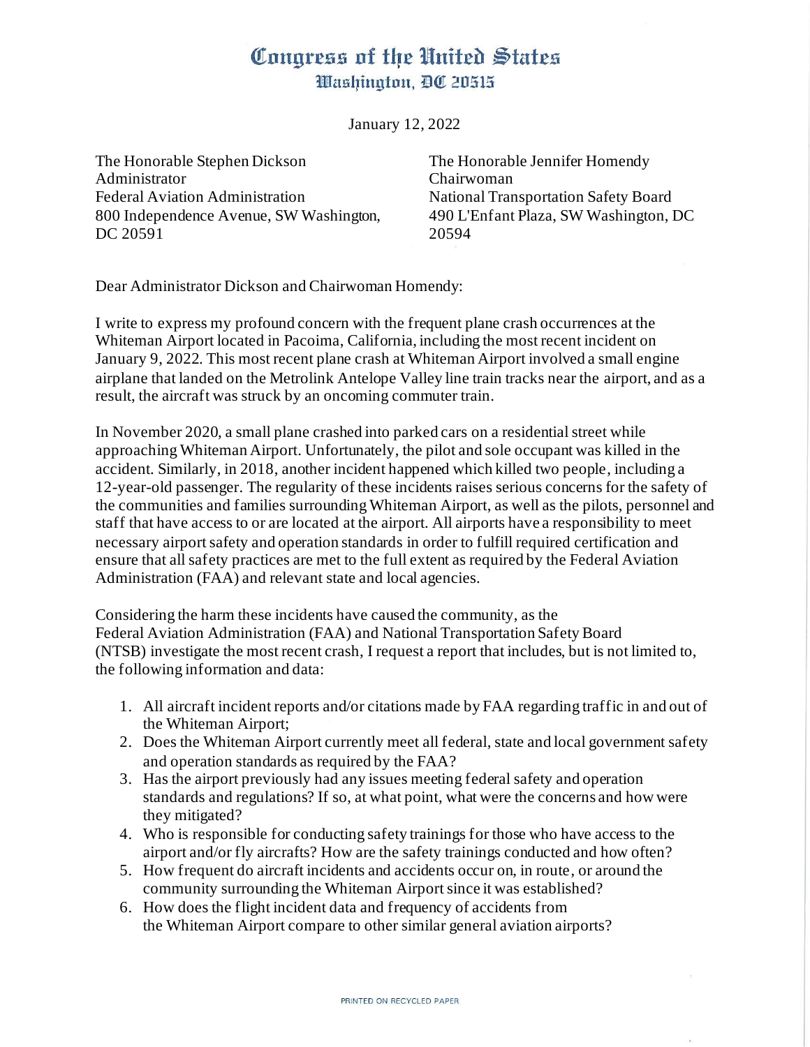# Congress of the United States
## Washington, DC 20515

January 12, 2022

The Honorable Stephen Dickson
Administrator
Federal Aviation Administration
800 Independence Avenue, SW Washington, DC 20591

The Honorable Jennifer Homendy
Chairwoman
National Transportation Safety Board
490 L'Enfant Plaza, SW Washington, DC 20594

Dear Administrator Dickson and Chairwoman Homendy:

I write to express my profound concern with the frequent plane crash occurrences at the Whiteman Airport located in Pacoima, California, including the most recent incident on January 9, 2022. This most recent plane crash at Whiteman Airport involved a small engine airplane that landed on the Metrolink Antelope Valley line train tracks near the airport, and as a result, the aircraft was struck by an oncoming commuter train.

In November 2020, a small plane crashed into parked cars on a residential street while approaching Whiteman Airport. Unfortunately, the pilot and sole occupant was killed in the accident. Similarly, in 2018, another incident happened which killed two people, including a 12-year-old passenger. The regularity of these incidents raises serious concerns for the safety of the communities and families surrounding Whiteman Airport, as well as the pilots, personnel and staff that have access to or are located at the airport. All airports have a responsibility to meet necessary airport safety and operation standards in order to fulfill required certification and ensure that all safety practices are met to the full extent as required by the Federal Aviation Administration (FAA) and relevant state and local agencies.

Considering the harm these incidents have caused the community, as the Federal Aviation Administration (FAA) and National Transportation Safety Board (NTSB) investigate the most recent crash, I request a report that includes, but is not limited to, the following information and data:

1. All aircraft incident reports and/or citations made by FAA regarding traffic in and out of the Whiteman Airport;
2. Does the Whiteman Airport currently meet all federal, state and local government safety and operation standards as required by the FAA?
3. Has the airport previously had any issues meeting federal safety and operation standards and regulations? If so, at what point, what were the concerns and how were they mitigated?
4. Who is responsible for conducting safety trainings for those who have access to the airport and/or fly aircrafts? How are the safety trainings conducted and how often?
5. How frequent do aircraft incidents and accidents occur on, in route, or around the community surrounding the Whiteman Airport since it was established?
6. How does the flight incident data and frequency of accidents from the Whiteman Airport compare to other similar general aviation airports?

PRINTED ON RECYCLED PAPER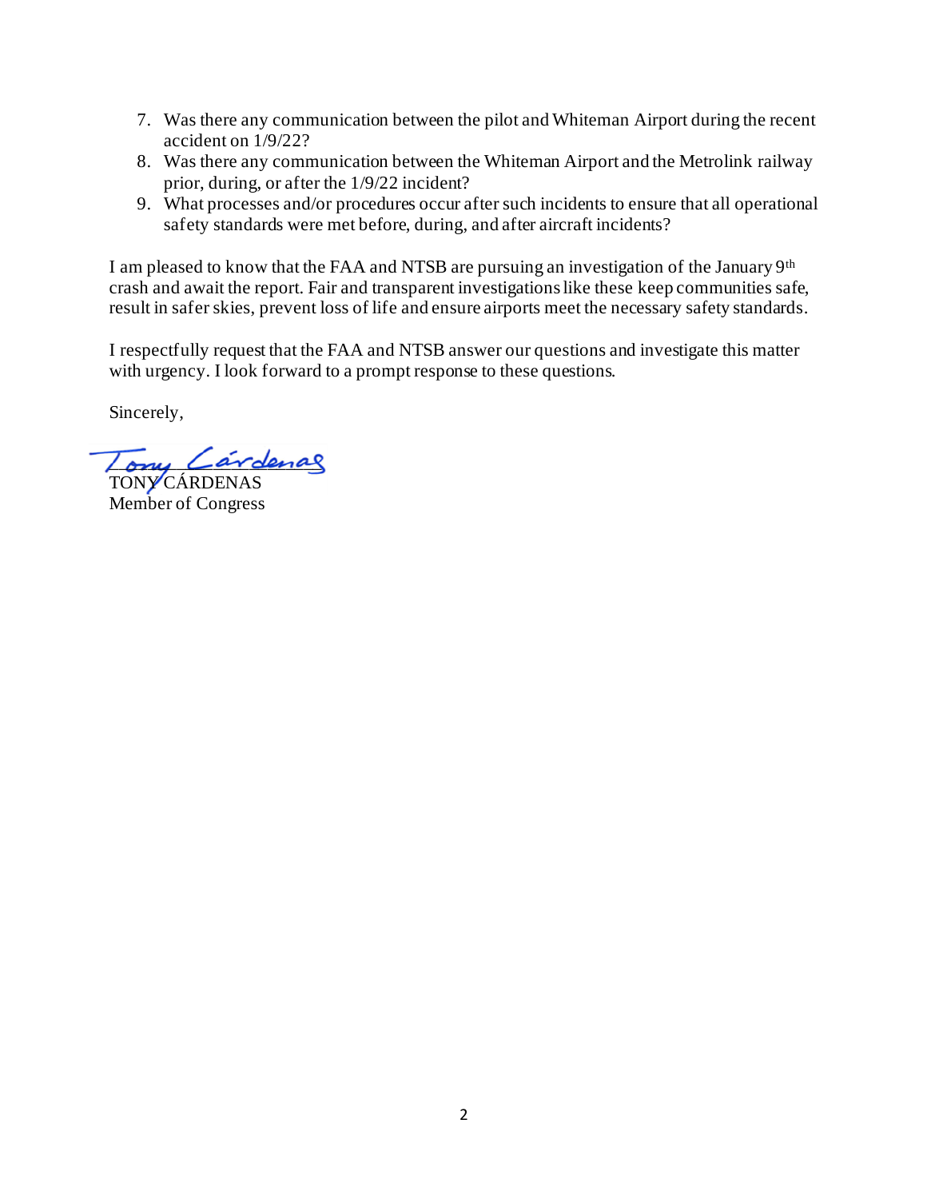7. Was there any communication between the pilot and Whiteman Airport during the recent accident on 1/9/22?
8. Was there any communication between the Whiteman Airport and the Metrolink railway prior, during, or after the 1/9/22 incident?
9. What processes and/or procedures occur after such incidents to ensure that all operational safety standards were met before, during, and after aircraft incidents?

I am pleased to know that the FAA and NTSB are pursuing an investigation of the January 9th crash and await the report. Fair and transparent investigations like these keep communities safe, result in safer skies, prevent loss of life and ensure airports meet the necessary safety standards.

I respectfully request that the FAA and NTSB answer our questions and investigate this matter with urgency. I look forward to a prompt response to these questions.

Sincerely,

Tony Cárdenas

TONY CÁRDENAS
Member of Congress